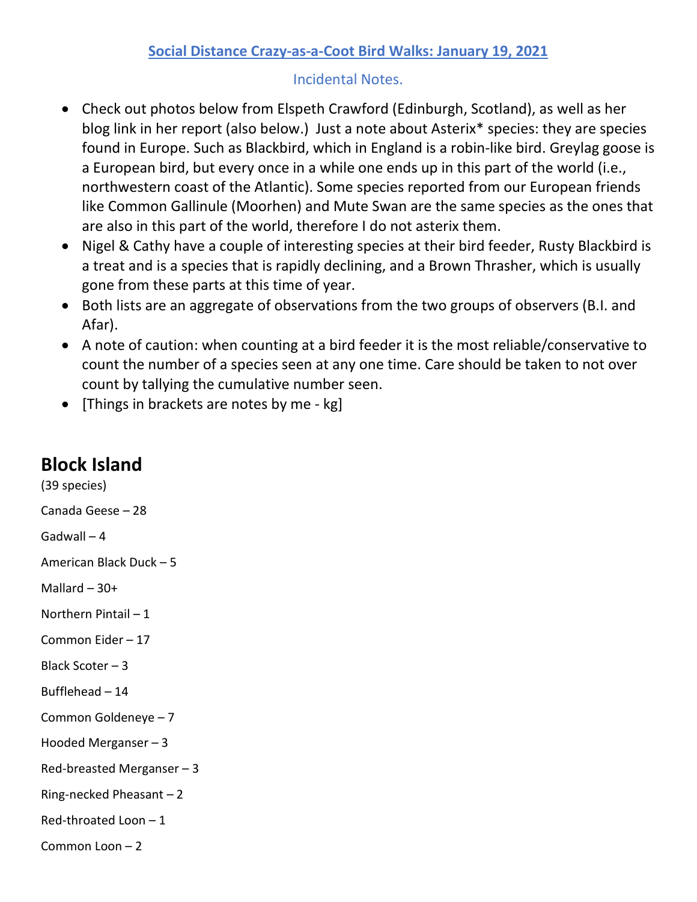## Social Distance Crazy-as-a-Coot Bird Walks: January 19, 2021

Incidental Notes.

- Check out photos below from Elspeth Crawford (Edinburgh, Scotland), as well as her blog link in her report (also below.) Just a note about Asterix* species: they are species found in Europe. Such as Blackbird, which in England is a robin-like bird. Greylag goose is a European bird, but every once in a while one ends up in this part of the world (i.e., northwestern coast of the Atlantic). Some species reported from our European friends like Common Gallinule (Moorhen) and Mute Swan are the same species as the ones that are also in this part of the world, therefore I do not asterix them.
- Nigel & Cathy have a couple of interesting species at their bird feeder, Rusty Blackbird is a treat and is a species that is rapidly declining, and a Brown Thrasher, which is usually gone from these parts at this time of year.
- Both lists are an aggregate of observations from the two groups of observers (B.I. and Afar).
- A note of caution: when counting at a bird feeder it is the most reliable/conservative to count the number of a species seen at any one time. Care should be taken to not over count by tallying the cumulative number seen.
- [Things in brackets are notes by me - kg]

# Block Island

(39 species)

Canada Geese – 28

Gadwall – 4

American Black Duck – 5

Mallard – 30+

Northern Pintail – 1

Common Eider – 17

Black Scoter – 3

Bufflehead – 14

Common Goldeneye – 7

Hooded Merganser – 3

Red-breasted Merganser – 3

Ring-necked Pheasant – 2

Red-throated Loon – 1

Common Loon – 2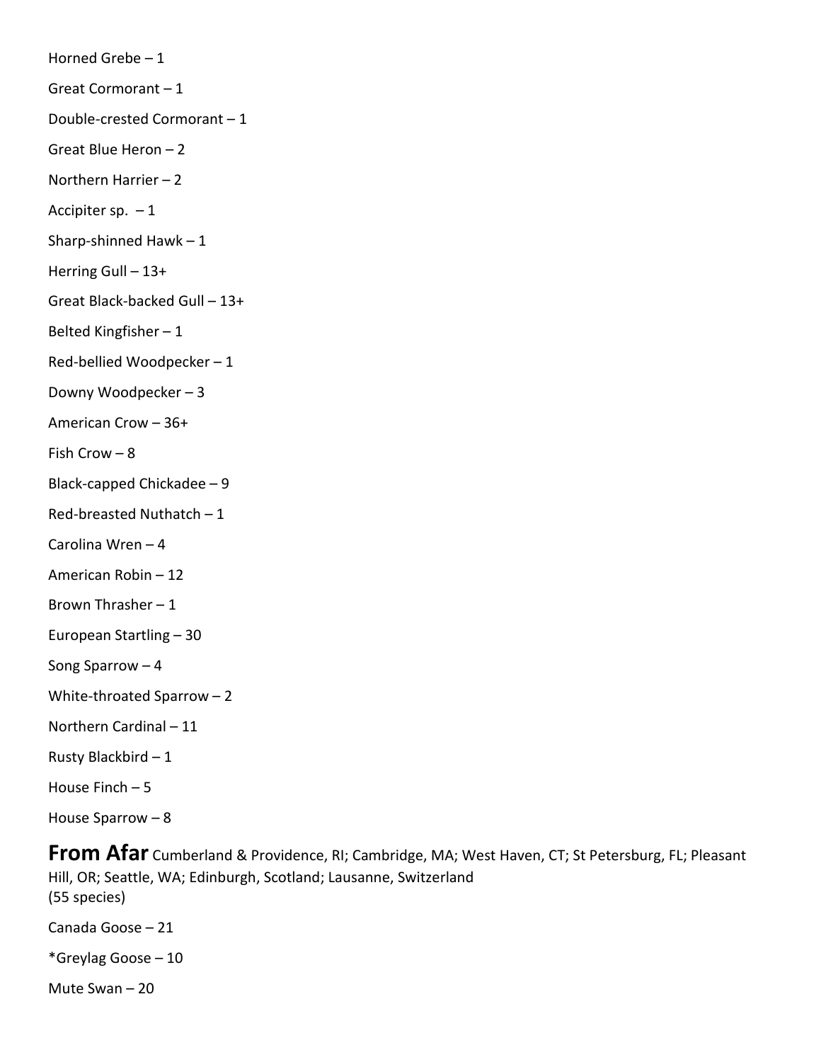Horned Grebe – 1

Great Cormorant – 1

Double-crested Cormorant – 1

Great Blue Heron – 2

Northern Harrier – 2

Accipiter sp. – 1

Sharp-shinned Hawk – 1

Herring Gull – 13+

Great Black-backed Gull – 13+

Belted Kingfisher – 1

Red-bellied Woodpecker – 1

Downy Woodpecker – 3

American Crow – 36+

Fish Crow – 8

Black-capped Chickadee – 9

Red-breasted Nuthatch – 1

Carolina Wren – 4

American Robin – 12

Brown Thrasher – 1

European Startling – 30

Song Sparrow – 4

White-throated Sparrow – 2

Northern Cardinal – 11

Rusty Blackbird – 1

House Finch – 5

House Sparrow – 8

**From Afar** Cumberland & Providence, RI; Cambridge, MA; West Haven, CT; St Petersburg, FL; Pleasant Hill, OR; Seattle, WA; Edinburgh, Scotland; Lausanne, Switzerland
(55 species)

Canada Goose – 21

*Greylag Goose – 10

Mute Swan – 20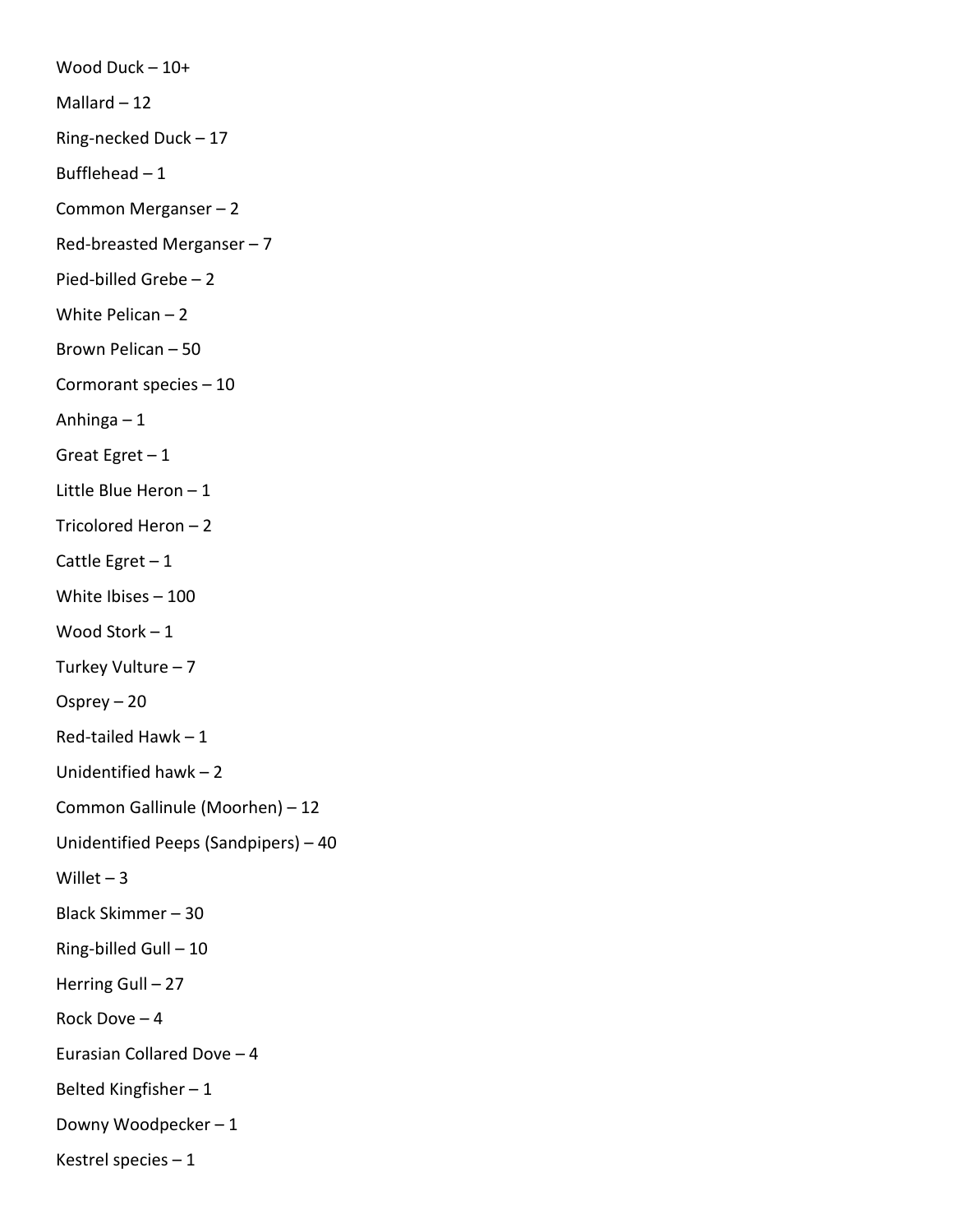Wood Duck – 10+

Mallard – 12

Ring-necked Duck – 17

Bufflehead – 1

Common Merganser – 2

Red-breasted Merganser – 7

Pied-billed Grebe – 2

White Pelican – 2

Brown Pelican – 50

Cormorant species – 10

Anhinga – 1

Great Egret – 1

Little Blue Heron – 1

Tricolored Heron – 2

Cattle Egret – 1

White Ibises – 100

Wood Stork – 1

Turkey Vulture – 7

Osprey – 20

Red-tailed Hawk – 1

Unidentified hawk – 2

Common Gallinule (Moorhen) – 12

Unidentified Peeps (Sandpipers) – 40

Willet – 3

Black Skimmer – 30

Ring-billed Gull – 10

Herring Gull – 27

Rock Dove – 4

Eurasian Collared Dove – 4

Belted Kingfisher – 1

Downy Woodpecker – 1

Kestrel species – 1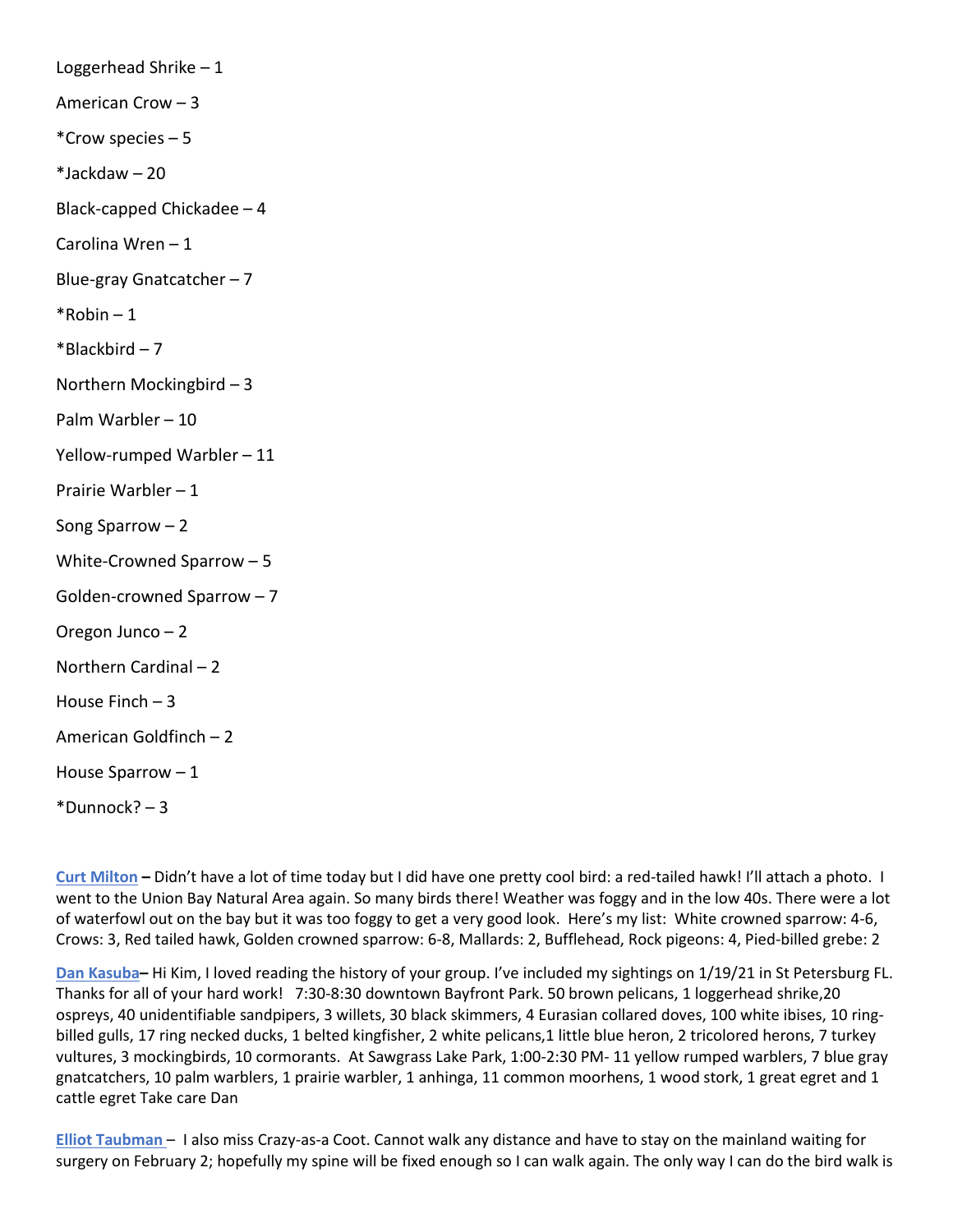Loggerhead Shrike – 1

American Crow – 3

*Crow species – 5

*Jackdaw – 20

Black-capped Chickadee – 4

Carolina Wren – 1

Blue-gray Gnatcatcher – 7

*Robin – 1

*Blackbird – 7

Northern Mockingbird – 3

Palm Warbler – 10

Yellow-rumped Warbler – 11

Prairie Warbler – 1

Song Sparrow – 2

White-Crowned Sparrow – 5

Golden-crowned Sparrow – 7

Oregon Junco – 2

Northern Cardinal – 2

House Finch – 3

American Goldfinch – 2

House Sparrow – 1

*Dunnock? – 3

**Curt Milton –** Didn't have a lot of time today but I did have one pretty cool bird: a red-tailed hawk! I'll attach a photo. I went to the Union Bay Natural Area again. So many birds there! Weather was foggy and in the low 40s. There were a lot of waterfowl out on the bay but it was too foggy to get a very good look. Here's my list: White crowned sparrow: 4-6, Crows: 3, Red tailed hawk, Golden crowned sparrow: 6-8, Mallards: 2, Bufflehead, Rock pigeons: 4, Pied-billed grebe: 2

**Dan Kasuba–** Hi Kim, I loved reading the history of your group. I've included my sightings on 1/19/21 in St Petersburg FL. Thanks for all of your hard work! 7:30-8:30 downtown Bayfront Park. 50 brown pelicans, 1 loggerhead shrike,20 ospreys, 40 unidentifiable sandpipers, 3 willets, 30 black skimmers, 4 Eurasian collared doves, 100 white ibises, 10 ring-billed gulls, 17 ring necked ducks, 1 belted kingfisher, 2 white pelicans,1 little blue heron, 2 tricolored herons, 7 turkey vultures, 3 mockingbirds, 10 cormorants. At Sawgrass Lake Park, 1:00-2:30 PM- 11 yellow rumped warblers, 7 blue gray gnatcatchers, 10 palm warblers, 1 prairie warbler, 1 anhinga, 11 common moorhens, 1 wood stork, 1 great egret and 1 cattle egret Take care Dan

**Elliot Taubman –** I also miss Crazy-as-a Coot. Cannot walk any distance and have to stay on the mainland waiting for surgery on February 2; hopefully my spine will be fixed enough so I can walk again. The only way I can do the bird walk is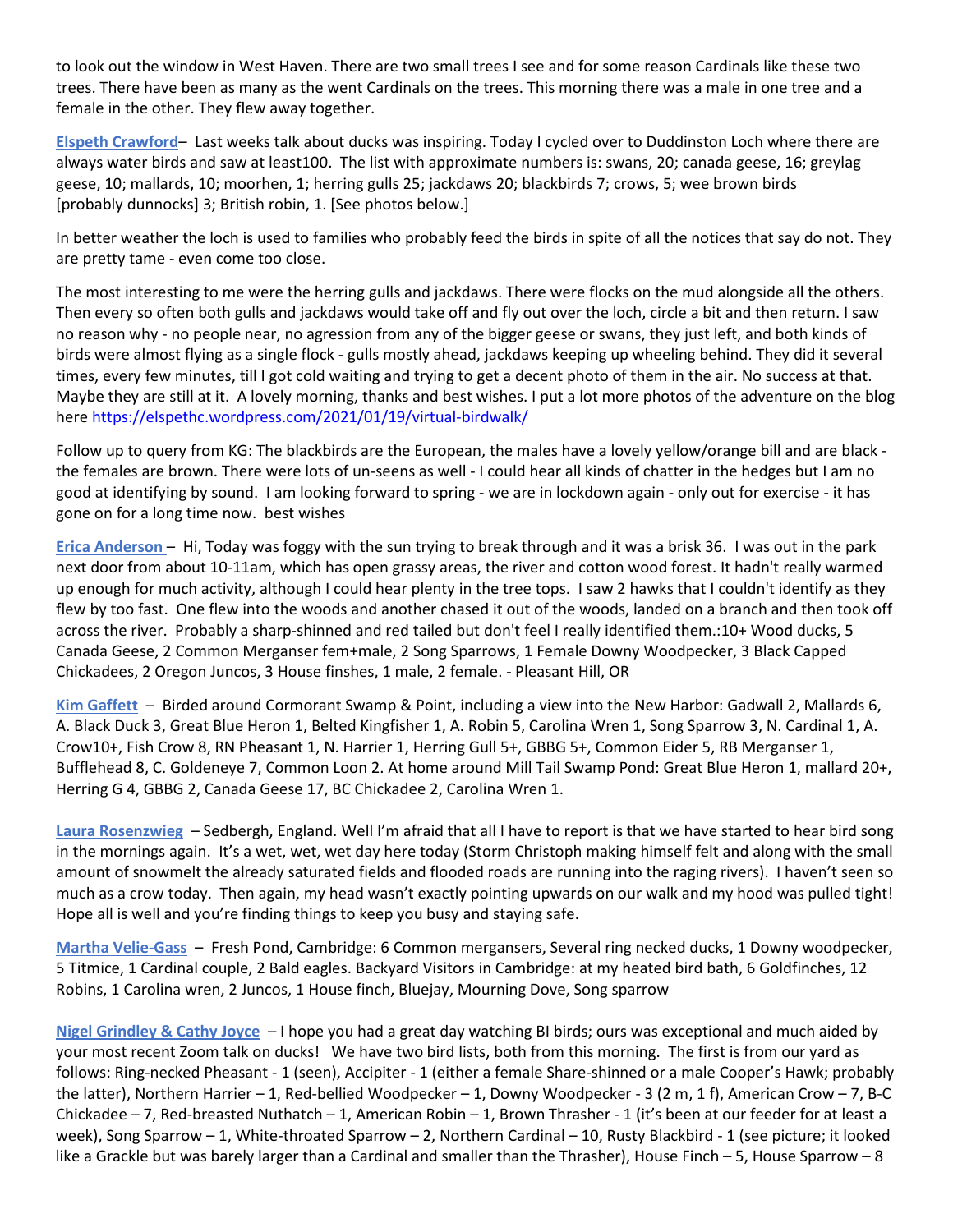to look out the window in West Haven. There are two small trees I see and for some reason Cardinals like these two trees. There have been as many as the went Cardinals on the trees. This morning there was a male in one tree and a female in the other. They flew away together.

**Elspeth Crawford**– Last weeks talk about ducks was inspiring. Today I cycled over to Duddinston Loch where there are always water birds and saw at least100. The list with approximate numbers is: swans, 20; canada geese, 16; greylag geese, 10; mallards, 10; moorhen, 1; herring gulls 25; jackdaws 20; blackbirds 7; crows, 5; wee brown birds [probably dunnocks] 3; British robin, 1. [See photos below.]

In better weather the loch is used to families who probably feed the birds in spite of all the notices that say do not. They are pretty tame - even come too close.

The most interesting to me were the herring gulls and jackdaws. There were flocks on the mud alongside all the others. Then every so often both gulls and jackdaws would take off and fly out over the loch, circle a bit and then return. I saw no reason why - no people near, no agression from any of the bigger geese or swans, they just left, and both kinds of birds were almost flying as a single flock - gulls mostly ahead, jackdaws keeping up wheeling behind. They did it several times, every few minutes, till I got cold waiting and trying to get a decent photo of them in the air. No success at that. Maybe they are still at it. A lovely morning, thanks and best wishes. I put a lot more photos of the adventure on the blog here https://elspethc.wordpress.com/2021/01/19/virtual-birdwalk/

Follow up to query from KG: The blackbirds are the European, the males have a lovely yellow/orange bill and are black - the females are brown. There were lots of un-seens as well - I could hear all kinds of chatter in the hedges but I am no good at identifying by sound. I am looking forward to spring - we are in lockdown again - only out for exercise - it has gone on for a long time now. best wishes

**Erica Anderson** – Hi, Today was foggy with the sun trying to break through and it was a brisk 36. I was out in the park next door from about 10-11am, which has open grassy areas, the river and cotton wood forest. It hadn't really warmed up enough for much activity, although I could hear plenty in the tree tops. I saw 2 hawks that I couldn't identify as they flew by too fast. One flew into the woods and another chased it out of the woods, landed on a branch and then took off across the river. Probably a sharp-shinned and red tailed but don't feel I really identified them.:10+ Wood ducks, 5 Canada Geese, 2 Common Merganser fem+male, 2 Song Sparrows, 1 Female Downy Woodpecker, 3 Black Capped Chickadees, 2 Oregon Juncos, 3 House finshes, 1 male, 2 female. - Pleasant Hill, OR

**Kim Gaffett** – Birded around Cormorant Swamp & Point, including a view into the New Harbor: Gadwall 2, Mallards 6, A. Black Duck 3, Great Blue Heron 1, Belted Kingfisher 1, A. Robin 5, Carolina Wren 1, Song Sparrow 3, N. Cardinal 1, A. Crow10+, Fish Crow 8, RN Pheasant 1, N. Harrier 1, Herring Gull 5+, GBBG 5+, Common Eider 5, RB Merganser 1, Bufflehead 8, C. Goldeneye 7, Common Loon 2. At home around Mill Tail Swamp Pond: Great Blue Heron 1, mallard 20+, Herring G 4, GBBG 2, Canada Geese 17, BC Chickadee 2, Carolina Wren 1.

**Laura Rosenzwieg** – Sedbergh, England. Well I'm afraid that all I have to report is that we have started to hear bird song in the mornings again. It's a wet, wet, wet day here today (Storm Christoph making himself felt and along with the small amount of snowmelt the already saturated fields and flooded roads are running into the raging rivers). I haven't seen so much as a crow today. Then again, my head wasn't exactly pointing upwards on our walk and my hood was pulled tight! Hope all is well and you're finding things to keep you busy and staying safe.

**Martha Velie-Gass** – Fresh Pond, Cambridge: 6 Common mergansers, Several ring necked ducks, 1 Downy woodpecker, 5 Titmice, 1 Cardinal couple, 2 Bald eagles. Backyard Visitors in Cambridge: at my heated bird bath, 6 Goldfinches, 12 Robins, 1 Carolina wren, 2 Juncos, 1 House finch, Bluejay, Mourning Dove, Song sparrow

**Nigel Grindley & Cathy Joyce** – I hope you had a great day watching BI birds; ours was exceptional and much aided by your most recent Zoom talk on ducks! We have two bird lists, both from this morning. The first is from our yard as follows: Ring-necked Pheasant - 1 (seen), Accipiter - 1 (either a female Share-shinned or a male Cooper's Hawk; probably the latter), Northern Harrier – 1, Red-bellied Woodpecker – 1, Downy Woodpecker - 3 (2 m, 1 f), American Crow – 7, B-C Chickadee – 7, Red-breasted Nuthatch – 1, American Robin – 1, Brown Thrasher - 1 (it's been at our feeder for at least a week), Song Sparrow – 1, White-throated Sparrow – 2, Northern Cardinal – 10, Rusty Blackbird - 1 (see picture; it looked like a Grackle but was barely larger than a Cardinal and smaller than the Thrasher), House Finch – 5, House Sparrow – 8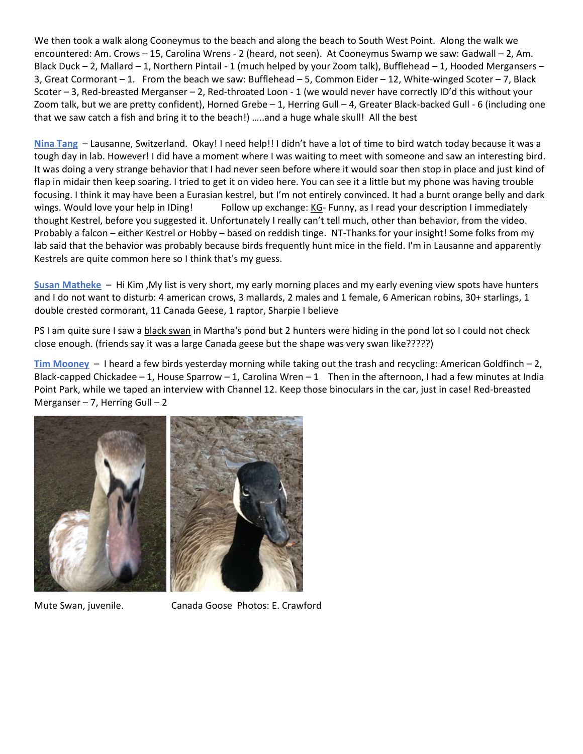We then took a walk along Cooneymus to the beach and along the beach to South West Point. Along the walk we encountered: Am. Crows – 15, Carolina Wrens - 2 (heard, not seen). At Cooneymus Swamp we saw: Gadwall – 2, Am. Black Duck – 2, Mallard – 1, Northern Pintail - 1 (much helped by your Zoom talk), Bufflehead – 1, Hooded Mergansers – 3, Great Cormorant – 1. From the beach we saw: Bufflehead – 5, Common Eider – 12, White-winged Scoter – 7, Black Scoter – 3, Red-breasted Merganser – 2, Red-throated Loon - 1 (we would never have correctly ID'd this without your Zoom talk, but we are pretty confident), Horned Grebe – 1, Herring Gull – 4, Greater Black-backed Gull - 6 (including one that we saw catch a fish and bring it to the beach!) …..and a huge whale skull! All the best

**Nina Tang** – Lausanne, Switzerland. Okay! I need help!! I didn't have a lot of time to bird watch today because it was a tough day in lab. However! I did have a moment where I was waiting to meet with someone and saw an interesting bird. It was doing a very strange behavior that I had never seen before where it would soar then stop in place and just kind of flap in midair then keep soaring. I tried to get it on video here. You can see it a little but my phone was having trouble focusing. I think it may have been a Eurasian kestrel, but I'm not entirely convinced. It had a burnt orange belly and dark wings. Would love your help in IDing! Follow up exchange: KG- Funny, as I read your description I immediately thought Kestrel, before you suggested it. Unfortunately I really can't tell much, other than behavior, from the video. Probably a falcon – either Kestrel or Hobby – based on reddish tinge. NT-Thanks for your insight! Some folks from my lab said that the behavior was probably because birds frequently hunt mice in the field. I'm in Lausanne and apparently Kestrels are quite common here so I think that's my guess.

**Susan Matheke** – Hi Kim ,My list is very short, my early morning places and my early evening view spots have hunters and I do not want to disturb: 4 american crows, 3 mallards, 2 males and 1 female, 6 American robins, 30+ starlings, 1 double crested cormorant, 11 Canada Geese, 1 raptor, Sharpie I believe

PS I am quite sure I saw a black swan in Martha's pond but 2 hunters were hiding in the pond lot so I could not check close enough. (friends say it was a large Canada geese but the shape was very swan like?????)

**Tim Mooney** – I heard a few birds yesterday morning while taking out the trash and recycling: American Goldfinch – 2, Black-capped Chickadee – 1, House Sparrow – 1, Carolina Wren – 1 Then in the afternoon, I had a few minutes at India Point Park, while we taped an interview with Channel 12. Keep those binoculars in the car, just in case! Red-breasted Merganser – 7, Herring Gull – 2

Mute Swan, juvenile. Canada Goose Photos: E. Crawford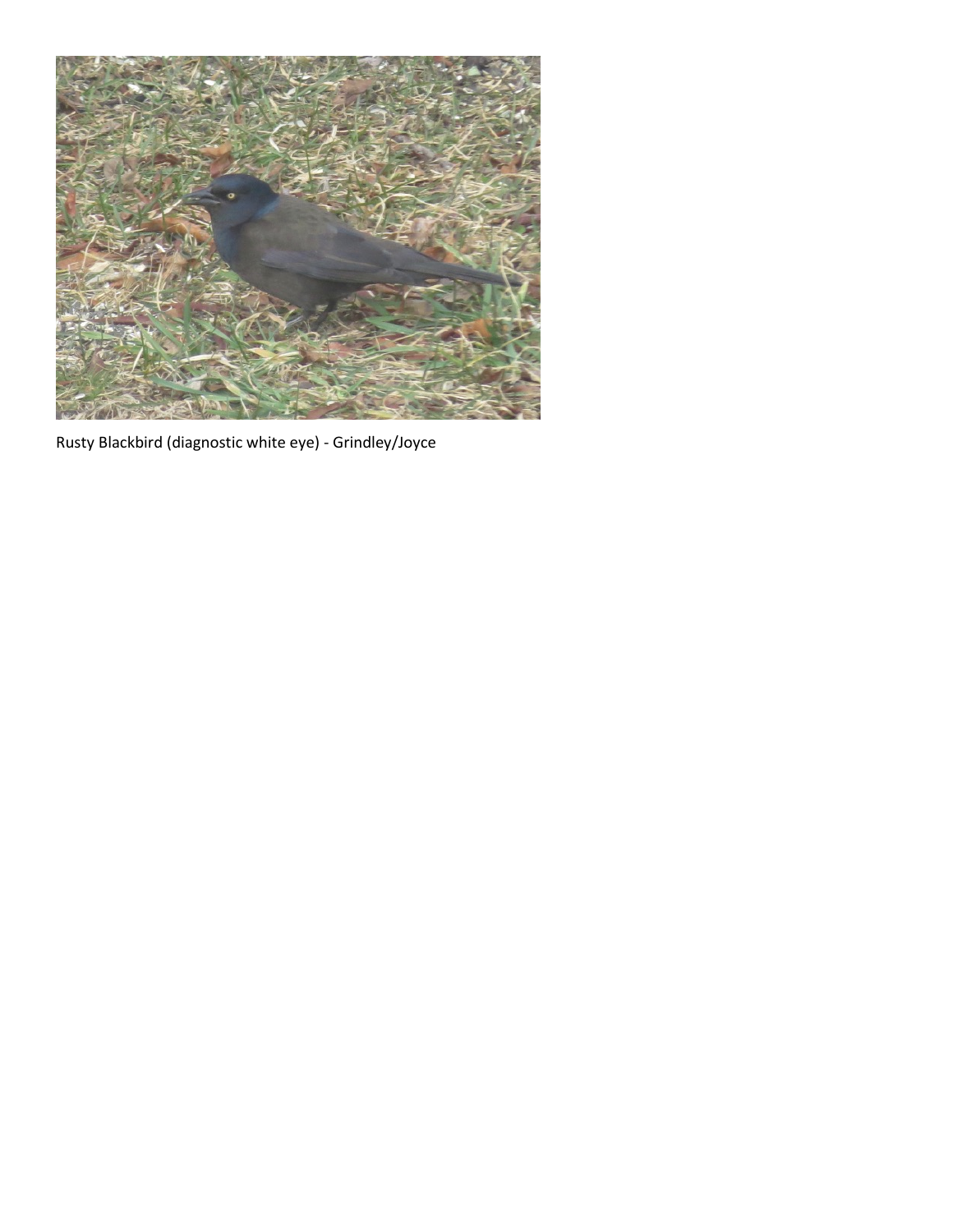Rusty Blackbird (diagnostic white eye) - Grindley/Joyce